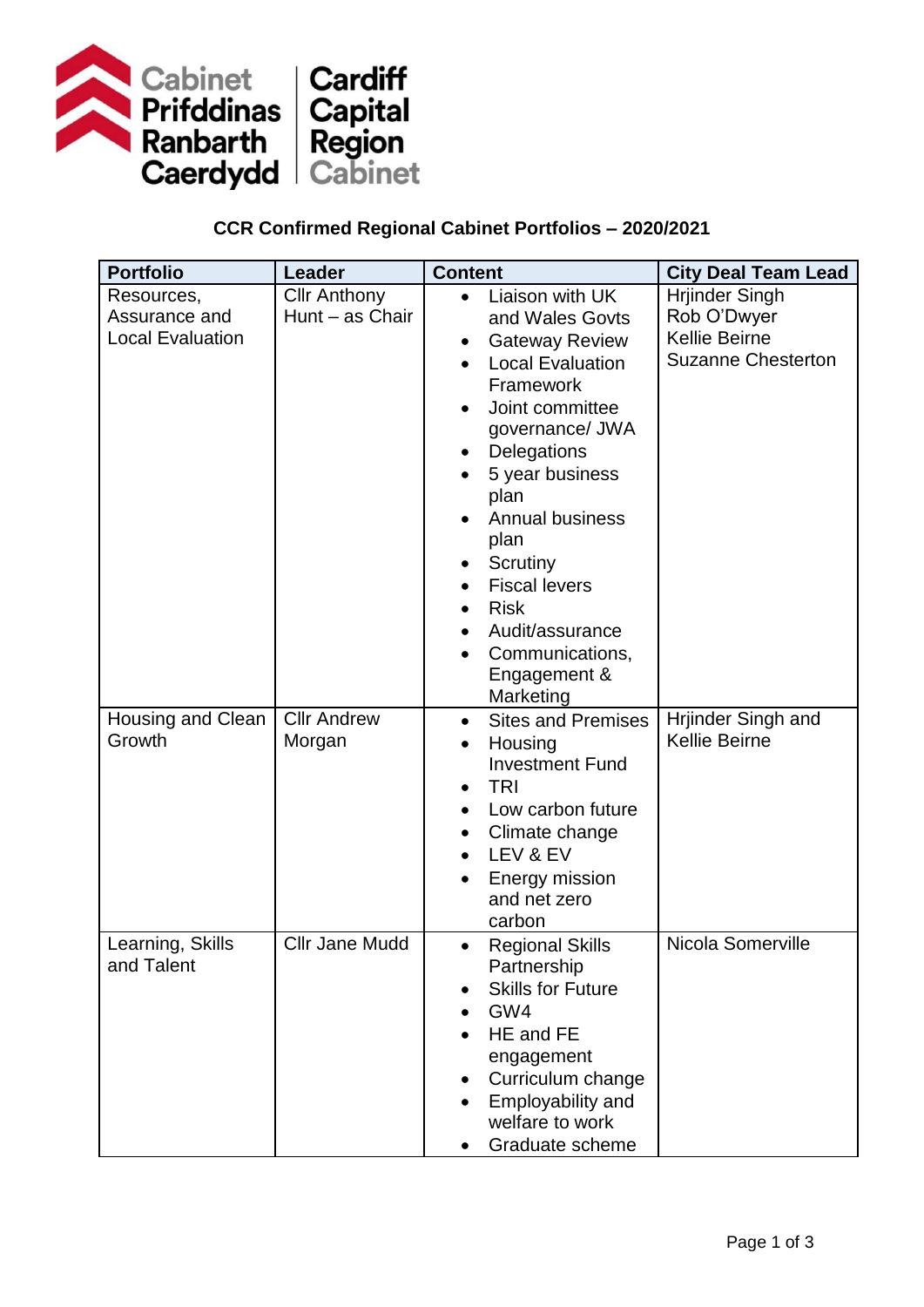Cabinet Prifddinas Ranbarth Caerdydd | Cardiff Capital Region Cabinet

## CCR Confirmed Regional Cabinet Portfolios – 2020/2021

| Portfolio | Leader | Content | City Deal Team Lead |
|---|---|---|---|
| Resources, Assurance and Local Evaluation | Cllr Anthony Hunt – as Chair | • Liaison with UK and Wales Govts<br>• Gateway Review<br>• Local Evaluation Framework<br>• Joint committee governance/ JWA<br>• Delegations<br>• 5 year business plan<br>• Annual business plan<br>• Scrutiny<br>• Fiscal levers<br>• Risk<br>• Audit/assurance<br>• Communications, Engagement & Marketing | Hrjinder Singh<br>Rob O'Dwyer<br>Kellie Beirne<br>Suzanne Chesterton |
| Housing and Clean Growth | Cllr Andrew Morgan | • Sites and Premises<br>• Housing Investment Fund<br>• TRI<br>• Low carbon future<br>• Climate change<br>• LEV & EV<br>• Energy mission and net zero carbon | Hrjinder Singh and Kellie Beirne |
| Learning, Skills and Talent | Cllr Jane Mudd | • Regional Skills Partnership<br>• Skills for Future<br>• GW4<br>• HE and FE engagement<br>• Curriculum change<br>• Employability and welfare to work<br>• Graduate scheme | Nicola Somerville |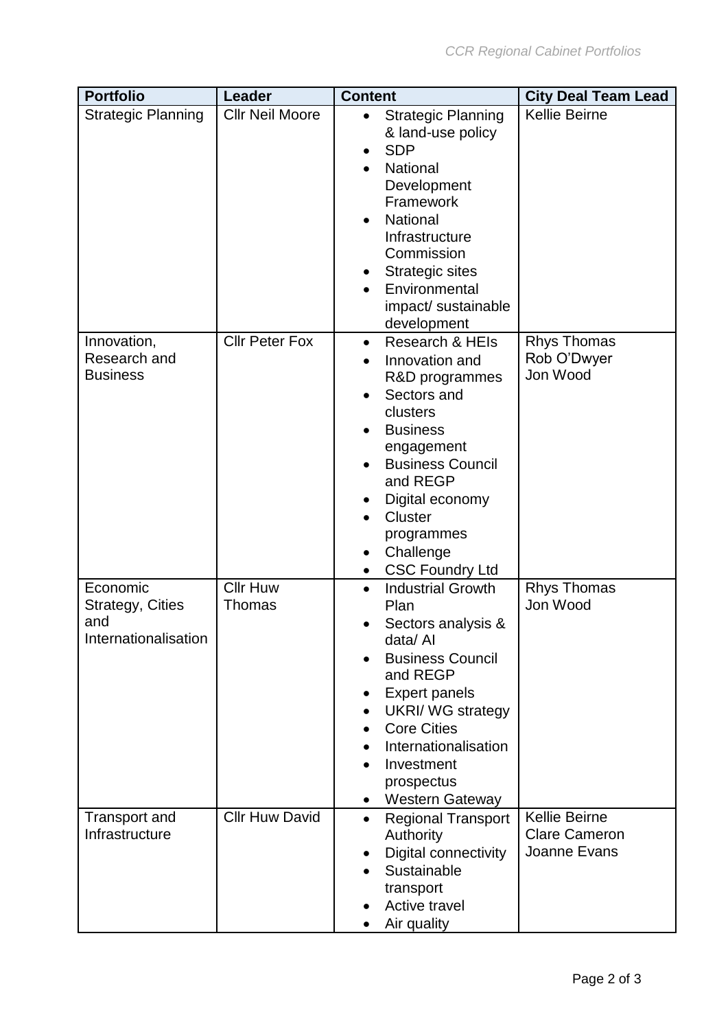| Portfolio | Leader | Content | City Deal Team Lead |
|---|---|---|---|
| Strategic Planning | Cllr Neil Moore | • Strategic Planning & land-use policy<br>• SDP<br>• National Development Framework<br>• National Infrastructure Commission<br>• Strategic sites<br>• Environmental impact/ sustainable development | Kellie Beirne |
| Innovation, Research and Business | Cllr Peter Fox | • Research & HEIs<br>• Innovation and R&D programmes<br>• Sectors and clusters<br>• Business engagement<br>• Business Council and REGP<br>• Digital economy<br>• Cluster programmes<br>• Challenge<br>• CSC Foundry Ltd | Rhys Thomas<br>Rob O'Dwyer<br>Jon Wood |
| Economic Strategy, Cities and Internationalisation | Cllr Huw Thomas | • Industrial Growth Plan<br>• Sectors analysis & data/ AI<br>• Business Council and REGP<br>• Expert panels<br>• UKRI/ WG strategy<br>• Core Cities<br>• Internationalisation<br>• Investment prospectus<br>• Western Gateway | Rhys Thomas<br>Jon Wood |
| Transport and Infrastructure | Cllr Huw David | • Regional Transport Authority<br>• Digital connectivity<br>• Sustainable transport<br>• Active travel<br>• Air quality | Kellie Beirne<br>Clare Cameron<br>Joanne Evans |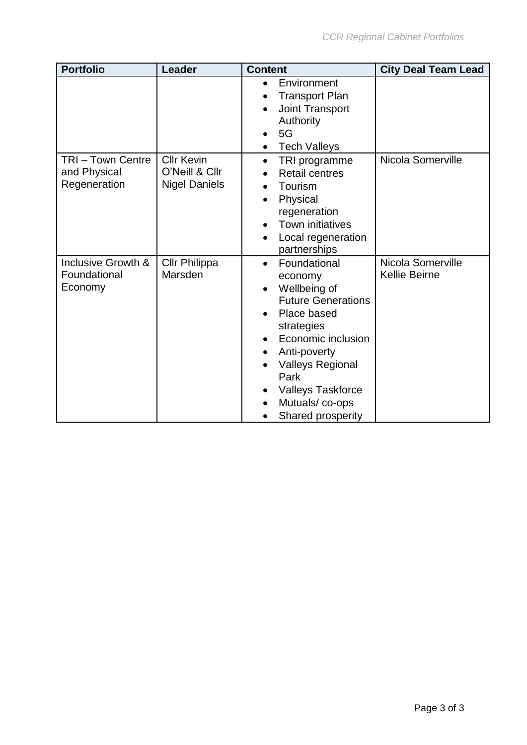| Portfolio | Leader | Content | City Deal Team Lead |
|---|---|---|---|
| | | • Environment<br>• Transport Plan<br>• Joint Transport Authority<br>• 5G<br>• Tech Valleys | |
| TRI – Town Centre and Physical Regeneration | Cllr Kevin O'Neill & Cllr Nigel Daniels | • TRI programme<br>• Retail centres<br>• Tourism<br>• Physical regeneration<br>• Town initiatives<br>• Local regeneration partnerships | Nicola Somerville |
| Inclusive Growth & Foundational Economy | Cllr Philippa Marsden | • Foundational economy<br>• Wellbeing of Future Generations<br>• Place based strategies<br>• Economic inclusion<br>• Anti-poverty<br>• Valleys Regional Park<br>• Valleys Taskforce<br>• Mutuals/ co-ops<br>• Shared prosperity | Nicola Somerville<br>Kellie Beirne |